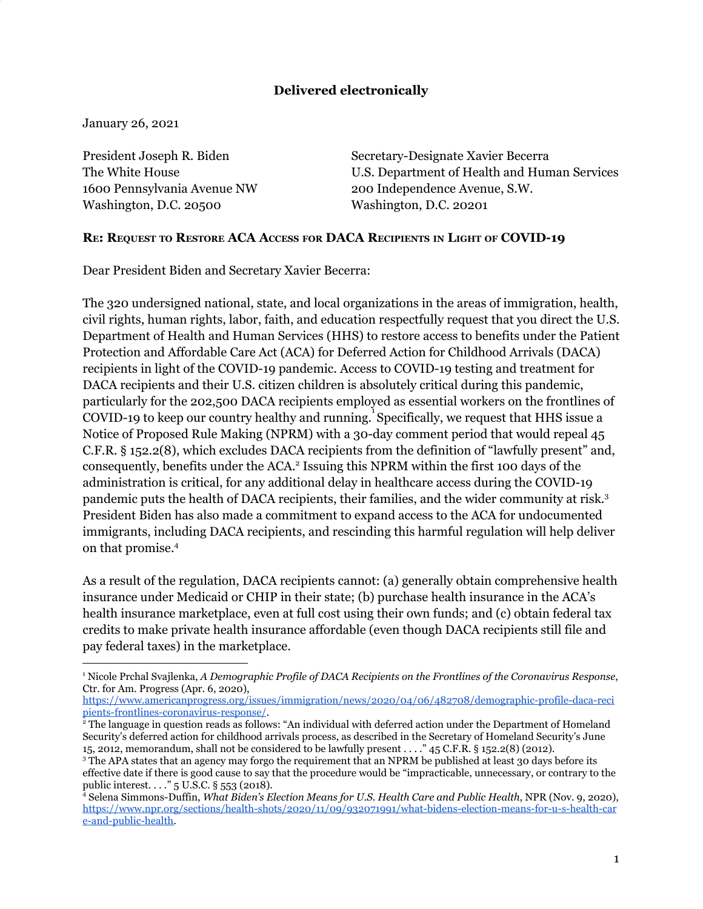**Delivered electronically**

January 26, 2021

President Joseph R. Biden
The White House
1600 Pennsylvania Avenue NW
Washington, D.C. 20500

Secretary-Designate Xavier Becerra
U.S. Department of Health and Human Services
200 Independence Avenue, S.W.
Washington, D.C. 20201

**RE: REQUEST TO RESTORE ACA ACCESS FOR DACA RECIPIENTS IN LIGHT OF COVID-19**

Dear President Biden and Secretary Xavier Becerra:

The 320 undersigned national, state, and local organizations in the areas of immigration, health, civil rights, human rights, labor, faith, and education respectfully request that you direct the U.S. Department of Health and Human Services (HHS) to restore access to benefits under the Patient Protection and Affordable Care Act (ACA) for Deferred Action for Childhood Arrivals (DACA) recipients in light of the COVID-19 pandemic. Access to COVID-19 testing and treatment for DACA recipients and their U.S. citizen children is absolutely critical during this pandemic, particularly for the 202,500 DACA recipients employed as essential workers on the frontlines of COVID-19 to keep our country healthy and running.[1] Specifically, we request that HHS issue a Notice of Proposed Rule Making (NPRM) with a 30-day comment period that would repeal 45 C.F.R. § 152.2(8), which excludes DACA recipients from the definition of "lawfully present" and, consequently, benefits under the ACA.[2] Issuing this NPRM within the first 100 days of the administration is critical, for any additional delay in healthcare access during the COVID-19 pandemic puts the health of DACA recipients, their families, and the wider community at risk.[3] President Biden has also made a commitment to expand access to the ACA for undocumented immigrants, including DACA recipients, and rescinding this harmful regulation will help deliver on that promise.[4]

As a result of the regulation, DACA recipients cannot: (a) generally obtain comprehensive health insurance under Medicaid or CHIP in their state; (b) purchase health insurance in the ACA's health insurance marketplace, even at full cost using their own funds; and (c) obtain federal tax credits to make private health insurance affordable (even though DACA recipients still file and pay federal taxes) in the marketplace.

---

[1] Nicole Prchal Svajlenka, *A Demographic Profile of DACA Recipients on the Frontlines of the Coronavirus Response*, Ctr. for Am. Progress (Apr. 6, 2020), https://www.americanprogress.org/issues/immigration/news/2020/04/06/482708/demographic-profile-daca-recipients-frontlines-coronavirus-response/.

[2] The language in question reads as follows: "An individual with deferred action under the Department of Homeland Security's deferred action for childhood arrivals process, as described in the Secretary of Homeland Security's June 15, 2012, memorandum, shall not be considered to be lawfully present . . . ." 45 C.F.R. § 152.2(8) (2012).

[3] The APA states that an agency may forgo the requirement that an NPRM be published at least 30 days before its effective date if there is good cause to say that the procedure would be "impracticable, unnecessary, or contrary to the public interest. . . ." 5 U.S.C. § 553 (2018).

[4] Selena Simmons-Duffin, *What Biden's Election Means for U.S. Health Care and Public Health*, NPR (Nov. 9, 2020), https://www.npr.org/sections/health-shots/2020/11/09/932071991/what-bidens-election-means-for-u-s-health-care-and-public-health.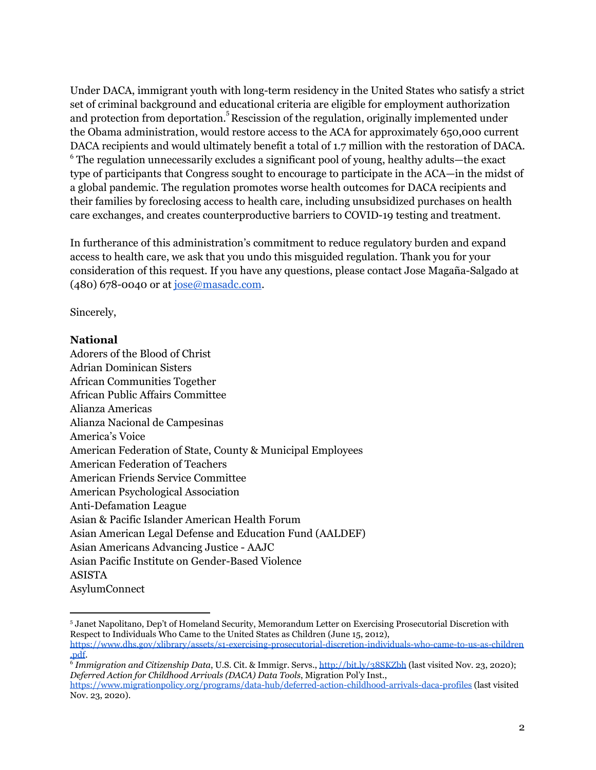Under DACA, immigrant youth with long-term residency in the United States who satisfy a strict set of criminal background and educational criteria are eligible for employment authorization and protection from deportation.[5] Rescission of the regulation, originally implemented under the Obama administration, would restore access to the ACA for approximately 650,000 current DACA recipients and would ultimately benefit a total of 1.7 million with the restoration of DACA.[6] The regulation unnecessarily excludes a significant pool of young, healthy adults—the exact type of participants that Congress sought to encourage to participate in the ACA—in the midst of a global pandemic. The regulation promotes worse health outcomes for DACA recipients and their families by foreclosing access to health care, including unsubsidized purchases on health care exchanges, and creates counterproductive barriers to COVID-19 testing and treatment.

In furtherance of this administration's commitment to reduce regulatory burden and expand access to health care, we ask that you undo this misguided regulation. Thank you for your consideration of this request. If you have any questions, please contact Jose Magaña-Salgado at (480) 678-0040 or at jose@masadc.com.

Sincerely,

**National**

Adorers of the Blood of Christ
Adrian Dominican Sisters
African Communities Together
African Public Affairs Committee
Alianza Americas
Alianza Nacional de Campesinas
America's Voice
American Federation of State, County & Municipal Employees
American Federation of Teachers
American Friends Service Committee
American Psychological Association
Anti-Defamation League
Asian & Pacific Islander American Health Forum
Asian American Legal Defense and Education Fund (AALDEF)
Asian Americans Advancing Justice - AAJC
Asian Pacific Institute on Gender-Based Violence
ASISTA
AsylumConnect

---

[5] Janet Napolitano, Dep't of Homeland Security, Memorandum Letter on Exercising Prosecutorial Discretion with Respect to Individuals Who Came to the United States as Children (June 15, 2012), https://www.dhs.gov/xlibrary/assets/s1-exercising-prosecutorial-discretion-individuals-who-came-to-us-as-children.pdf.

[6] *Immigration and Citizenship Data*, U.S. Cit. & Immigr. Servs., http://bit.ly/38SKZbh (last visited Nov. 23, 2020); *Deferred Action for Childhood Arrivals (DACA) Data Tools*, Migration Pol'y Inst., https://www.migrationpolicy.org/programs/data-hub/deferred-action-childhood-arrivals-daca-profiles (last visited Nov. 23, 2020).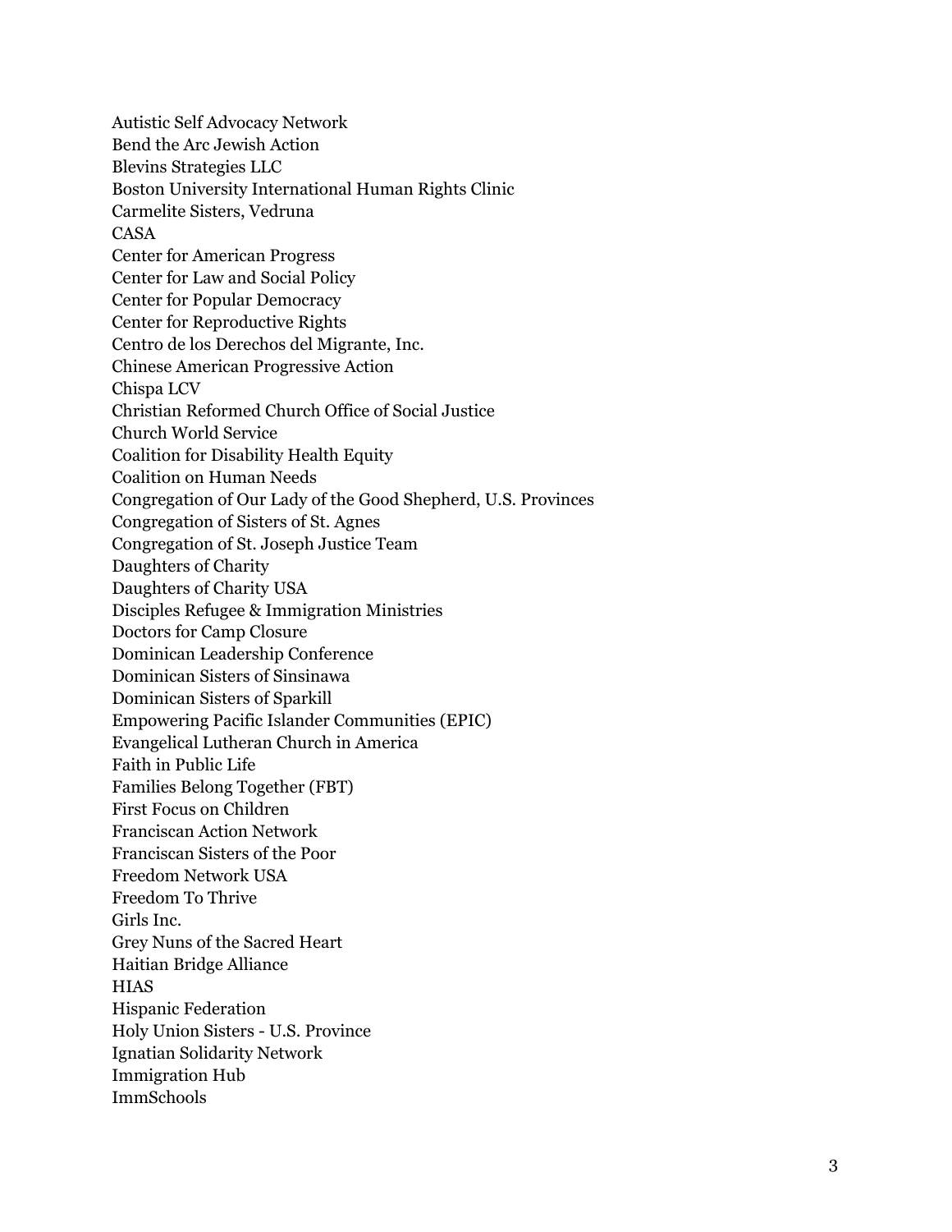Autistic Self Advocacy Network
Bend the Arc Jewish Action
Blevins Strategies LLC
Boston University International Human Rights Clinic
Carmelite Sisters, Vedruna
CASA
Center for American Progress
Center for Law and Social Policy
Center for Popular Democracy
Center for Reproductive Rights
Centro de los Derechos del Migrante, Inc.
Chinese American Progressive Action
Chispa LCV
Christian Reformed Church Office of Social Justice
Church World Service
Coalition for Disability Health Equity
Coalition on Human Needs
Congregation of Our Lady of the Good Shepherd, U.S. Provinces
Congregation of Sisters of St. Agnes
Congregation of St. Joseph Justice Team
Daughters of Charity
Daughters of Charity USA
Disciples Refugee & Immigration Ministries
Doctors for Camp Closure
Dominican Leadership Conference
Dominican Sisters of Sinsinawa
Dominican Sisters of Sparkill
Empowering Pacific Islander Communities (EPIC)
Evangelical Lutheran Church in America
Faith in Public Life
Families Belong Together (FBT)
First Focus on Children
Franciscan Action Network
Franciscan Sisters of the Poor
Freedom Network USA
Freedom To Thrive
Girls Inc.
Grey Nuns of the Sacred Heart
Haitian Bridge Alliance
HIAS
Hispanic Federation
Holy Union Sisters - U.S. Province
Ignatian Solidarity Network
Immigration Hub
ImmSchools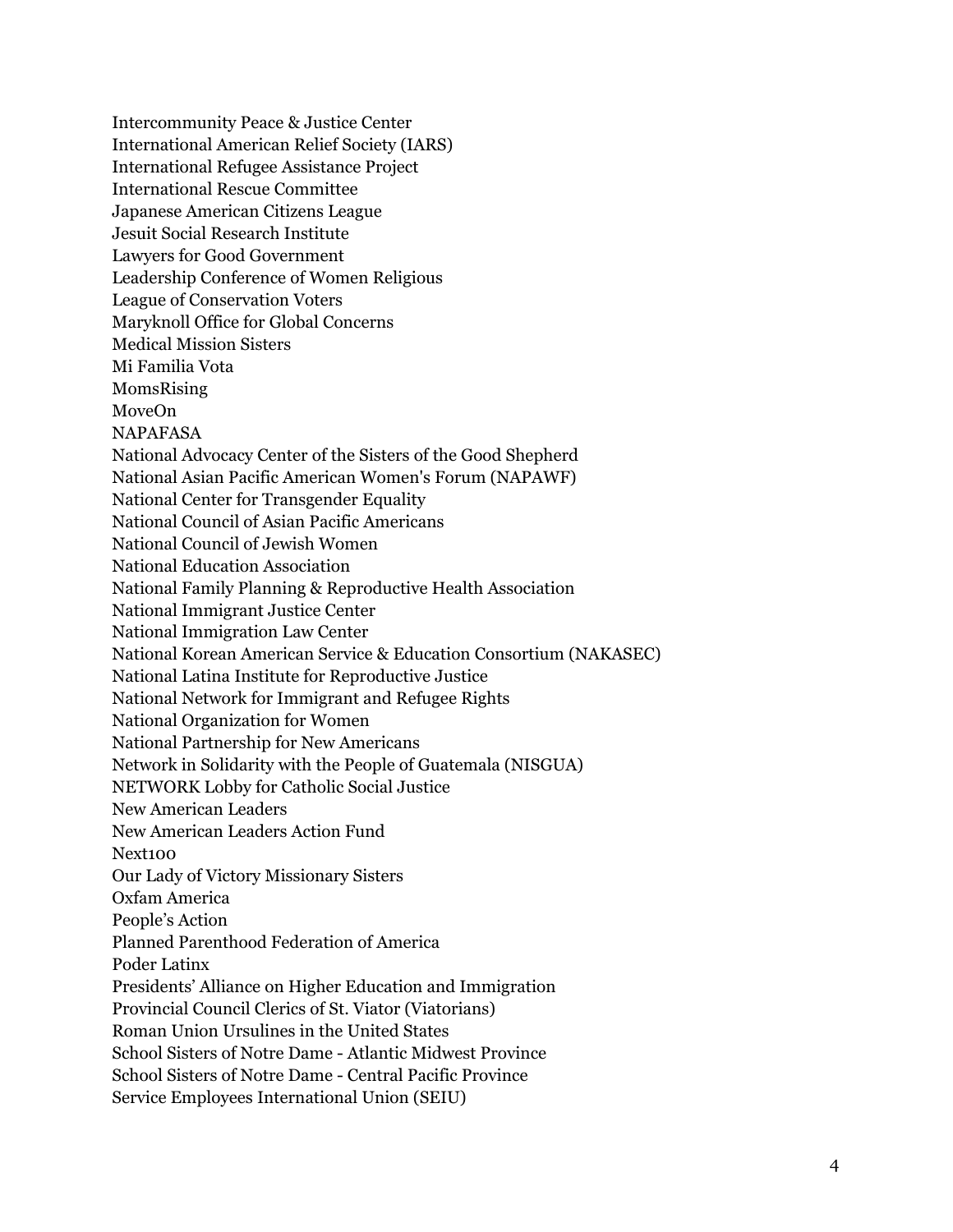Intercommunity Peace & Justice Center
International American Relief Society (IARS)
International Refugee Assistance Project
International Rescue Committee
Japanese American Citizens League
Jesuit Social Research Institute
Lawyers for Good Government
Leadership Conference of Women Religious
League of Conservation Voters
Maryknoll Office for Global Concerns
Medical Mission Sisters
Mi Familia Vota
MomsRising
MoveOn
NAPAFASA
National Advocacy Center of the Sisters of the Good Shepherd
National Asian Pacific American Women's Forum (NAPAWF)
National Center for Transgender Equality
National Council of Asian Pacific Americans
National Council of Jewish Women
National Education Association
National Family Planning & Reproductive Health Association
National Immigrant Justice Center
National Immigration Law Center
National Korean American Service & Education Consortium (NAKASEC)
National Latina Institute for Reproductive Justice
National Network for Immigrant and Refugee Rights
National Organization for Women
National Partnership for New Americans
Network in Solidarity with the People of Guatemala (NISGUA)
NETWORK Lobby for Catholic Social Justice
New American Leaders
New American Leaders Action Fund
Next100
Our Lady of Victory Missionary Sisters
Oxfam America
People's Action
Planned Parenthood Federation of America
Poder Latinx
Presidents' Alliance on Higher Education and Immigration
Provincial Council Clerics of St. Viator (Viatorians)
Roman Union Ursulines in the United States
School Sisters of Notre Dame - Atlantic Midwest Province
School Sisters of Notre Dame - Central Pacific Province
Service Employees International Union (SEIU)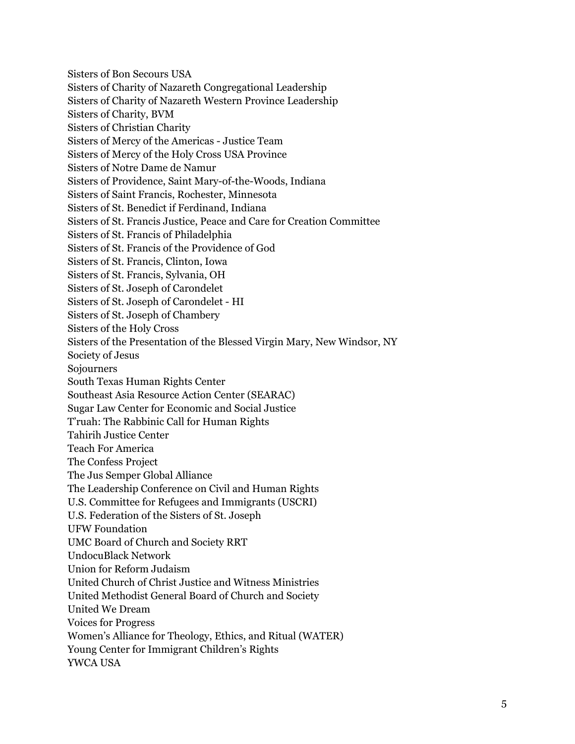Sisters of Bon Secours USA
Sisters of Charity of Nazareth Congregational Leadership
Sisters of Charity of Nazareth Western Province Leadership
Sisters of Charity, BVM
Sisters of Christian Charity
Sisters of Mercy of the Americas - Justice Team
Sisters of Mercy of the Holy Cross USA Province
Sisters of Notre Dame de Namur
Sisters of Providence, Saint Mary-of-the-Woods, Indiana
Sisters of Saint Francis, Rochester, Minnesota
Sisters of St. Benedict if Ferdinand, Indiana
Sisters of St. Francis Justice, Peace and Care for Creation Committee
Sisters of St. Francis of Philadelphia
Sisters of St. Francis of the Providence of God
Sisters of St. Francis, Clinton, Iowa
Sisters of St. Francis, Sylvania, OH
Sisters of St. Joseph of Carondelet
Sisters of St. Joseph of Carondelet - HI
Sisters of St. Joseph of Chambery
Sisters of the Holy Cross
Sisters of the Presentation of the Blessed Virgin Mary, New Windsor, NY
Society of Jesus
Sojourners
South Texas Human Rights Center
Southeast Asia Resource Action Center (SEARAC)
Sugar Law Center for Economic and Social Justice
T'ruah: The Rabbinic Call for Human Rights
Tahirih Justice Center
Teach For America
The Confess Project
The Jus Semper Global Alliance
The Leadership Conference on Civil and Human Rights
U.S. Committee for Refugees and Immigrants (USCRI)
U.S. Federation of the Sisters of St. Joseph
UFW Foundation
UMC Board of Church and Society RRT
UndocuBlack Network
Union for Reform Judaism
United Church of Christ Justice and Witness Ministries
United Methodist General Board of Church and Society
United We Dream
Voices for Progress
Women's Alliance for Theology, Ethics, and Ritual (WATER)
Young Center for Immigrant Children's Rights
YWCA USA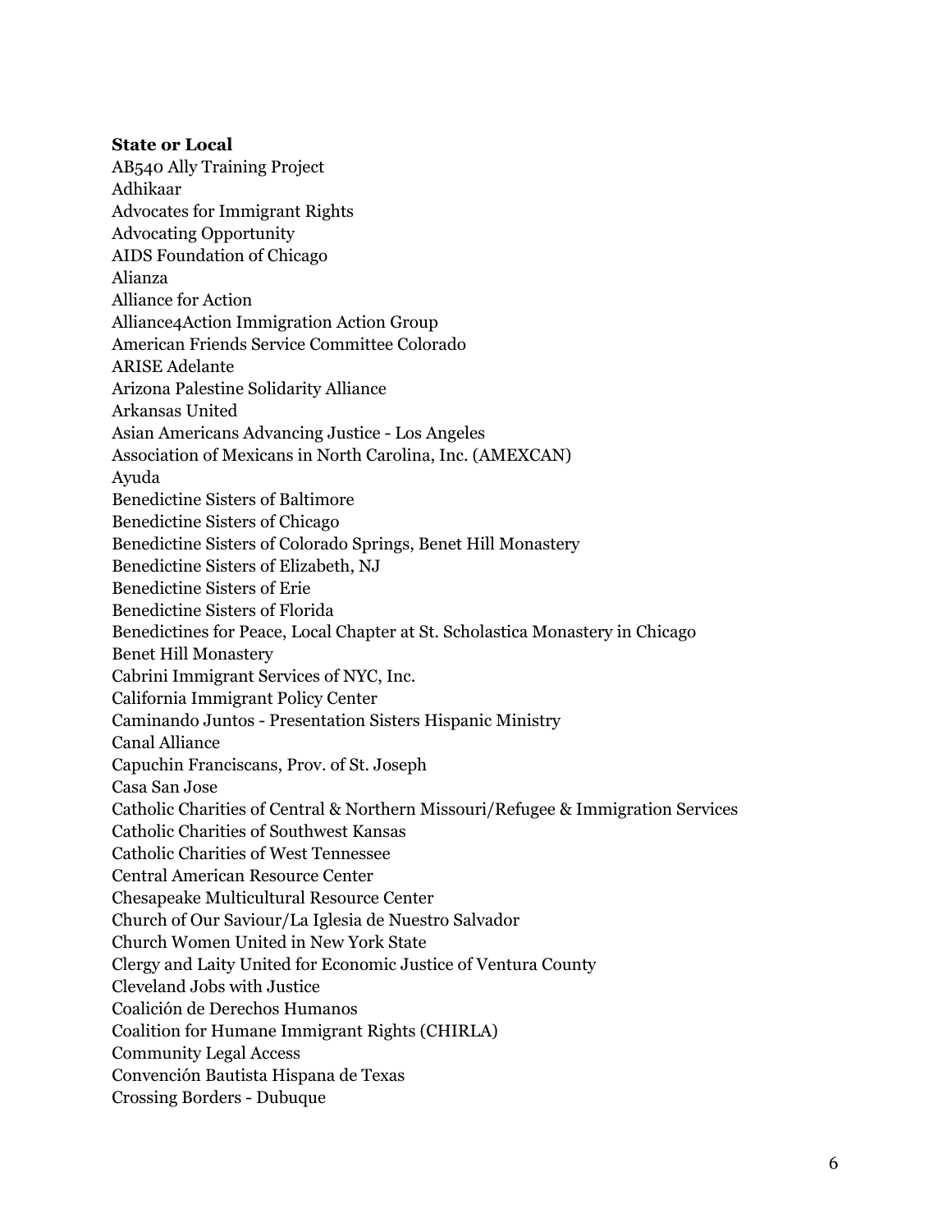**State or Local**

AB540 Ally Training Project
Adhikaar
Advocates for Immigrant Rights
Advocating Opportunity
AIDS Foundation of Chicago
Alianza
Alliance for Action
Alliance4Action Immigration Action Group
American Friends Service Committee Colorado
ARISE Adelante
Arizona Palestine Solidarity Alliance
Arkansas United
Asian Americans Advancing Justice - Los Angeles
Association of Mexicans in North Carolina, Inc. (AMEXCAN)
Ayuda
Benedictine Sisters of Baltimore
Benedictine Sisters of Chicago
Benedictine Sisters of Colorado Springs, Benet Hill Monastery
Benedictine Sisters of Elizabeth, NJ
Benedictine Sisters of Erie
Benedictine Sisters of Florida
Benedictines for Peace, Local Chapter at St. Scholastica Monastery in Chicago
Benet Hill Monastery
Cabrini Immigrant Services of NYC, Inc.
California Immigrant Policy Center
Caminando Juntos - Presentation Sisters Hispanic Ministry
Canal Alliance
Capuchin Franciscans, Prov. of St. Joseph
Casa San Jose
Catholic Charities of Central & Northern Missouri/Refugee & Immigration Services
Catholic Charities of Southwest Kansas
Catholic Charities of West Tennessee
Central American Resource Center
Chesapeake Multicultural Resource Center
Church of Our Saviour/La Iglesia de Nuestro Salvador
Church Women United in New York State
Clergy and Laity United for Economic Justice of Ventura County
Cleveland Jobs with Justice
Coalición de Derechos Humanos
Coalition for Humane Immigrant Rights (CHIRLA)
Community Legal Access
Convención Bautista Hispana de Texas
Crossing Borders - Dubuque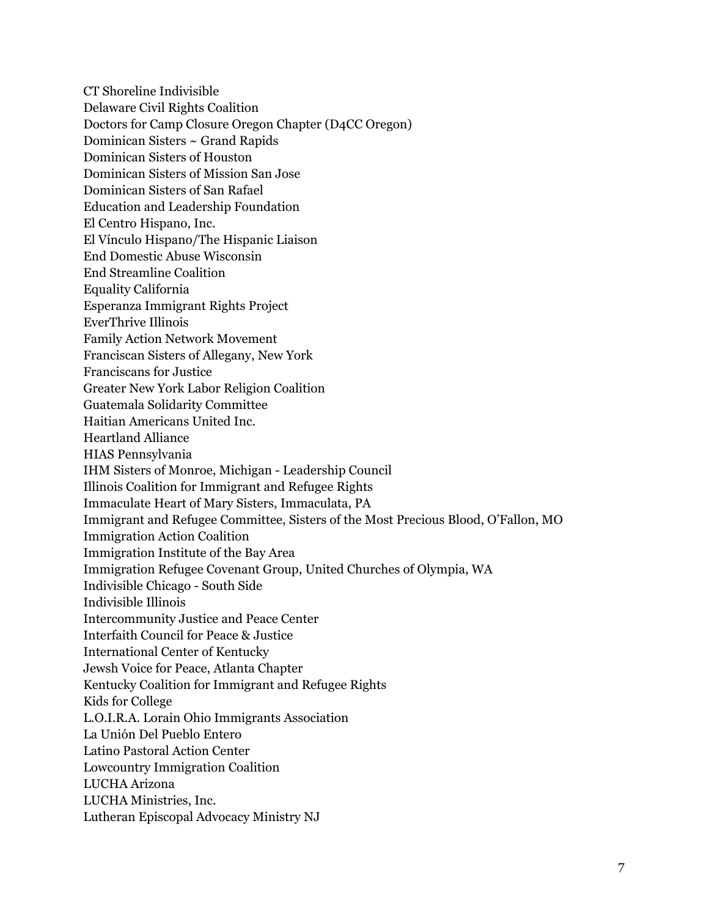CT Shoreline Indivisible
Delaware Civil Rights Coalition
Doctors for Camp Closure Oregon Chapter (D4CC Oregon)
Dominican Sisters ~ Grand Rapids
Dominican Sisters of Houston
Dominican Sisters of Mission San Jose
Dominican Sisters of San Rafael
Education and Leadership Foundation
El Centro Hispano, Inc.
El Vínculo Hispano/The Hispanic Liaison
End Domestic Abuse Wisconsin
End Streamline Coalition
Equality California
Esperanza Immigrant Rights Project
EverThrive Illinois
Family Action Network Movement
Franciscan Sisters of Allegany, New York
Franciscans for Justice
Greater New York Labor Religion Coalition
Guatemala Solidarity Committee
Haitian Americans United Inc.
Heartland Alliance
HIAS Pennsylvania
IHM Sisters of Monroe, Michigan - Leadership Council
Illinois Coalition for Immigrant and Refugee Rights
Immaculate Heart of Mary Sisters, Immaculata, PA
Immigrant and Refugee Committee, Sisters of the Most Precious Blood, O'Fallon, MO
Immigration Action Coalition
Immigration Institute of the Bay Area
Immigration Refugee Covenant Group, United Churches of Olympia, WA
Indivisible Chicago - South Side
Indivisible Illinois
Intercommunity Justice and Peace Center
Interfaith Council for Peace & Justice
International Center of Kentucky
Jewsh Voice for Peace, Atlanta Chapter
Kentucky Coalition for Immigrant and Refugee Rights
Kids for College
L.O.I.R.A. Lorain Ohio Immigrants Association
La Unión Del Pueblo Entero
Latino Pastoral Action Center
Lowcountry Immigration Coalition
LUCHA Arizona
LUCHA Ministries, Inc.
Lutheran Episcopal Advocacy Ministry NJ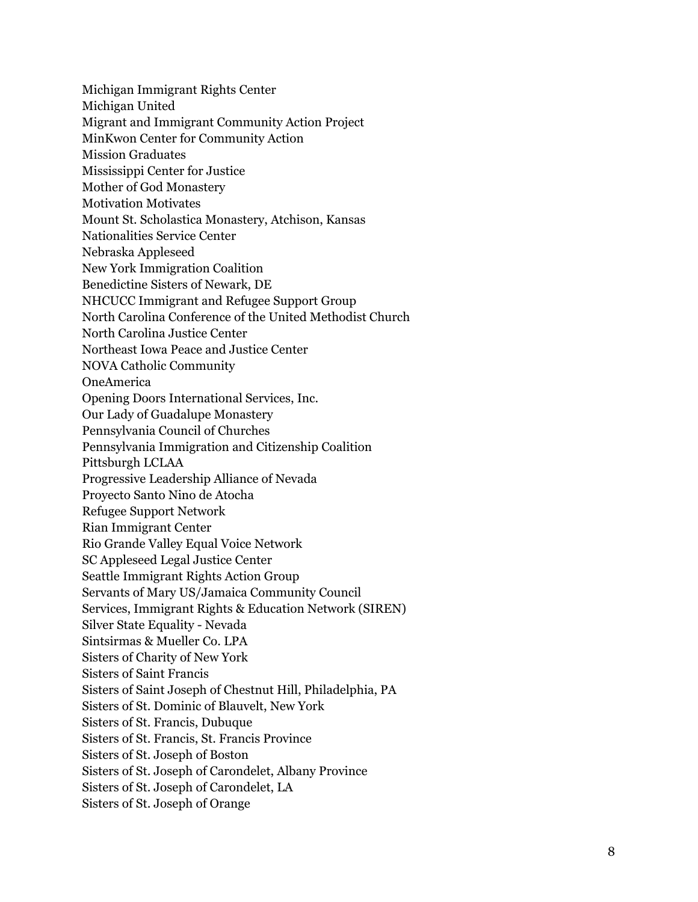Michigan Immigrant Rights Center
Michigan United
Migrant and Immigrant Community Action Project
MinKwon Center for Community Action
Mission Graduates
Mississippi Center for Justice
Mother of God Monastery
Motivation Motivates
Mount St. Scholastica Monastery, Atchison, Kansas
Nationalities Service Center
Nebraska Appleseed
New York Immigration Coalition
Benedictine Sisters of Newark, DE
NHCUCC Immigrant and Refugee Support Group
North Carolina Conference of the United Methodist Church
North Carolina Justice Center
Northeast Iowa Peace and Justice Center
NOVA Catholic Community
OneAmerica
Opening Doors International Services, Inc.
Our Lady of Guadalupe Monastery
Pennsylvania Council of Churches
Pennsylvania Immigration and Citizenship Coalition
Pittsburgh LCLAA
Progressive Leadership Alliance of Nevada
Proyecto Santo Nino de Atocha
Refugee Support Network
Rian Immigrant Center
Rio Grande Valley Equal Voice Network
SC Appleseed Legal Justice Center
Seattle Immigrant Rights Action Group
Servants of Mary US/Jamaica Community Council
Services, Immigrant Rights & Education Network (SIREN)
Silver State Equality - Nevada
Sintsirmas & Mueller Co. LPA
Sisters of Charity of New York
Sisters of Saint Francis
Sisters of Saint Joseph of Chestnut Hill, Philadelphia, PA
Sisters of St. Dominic of Blauvelt, New York
Sisters of St. Francis, Dubuque
Sisters of St. Francis, St. Francis Province
Sisters of St. Joseph of Boston
Sisters of St. Joseph of Carondelet, Albany Province
Sisters of St. Joseph of Carondelet, LA
Sisters of St. Joseph of Orange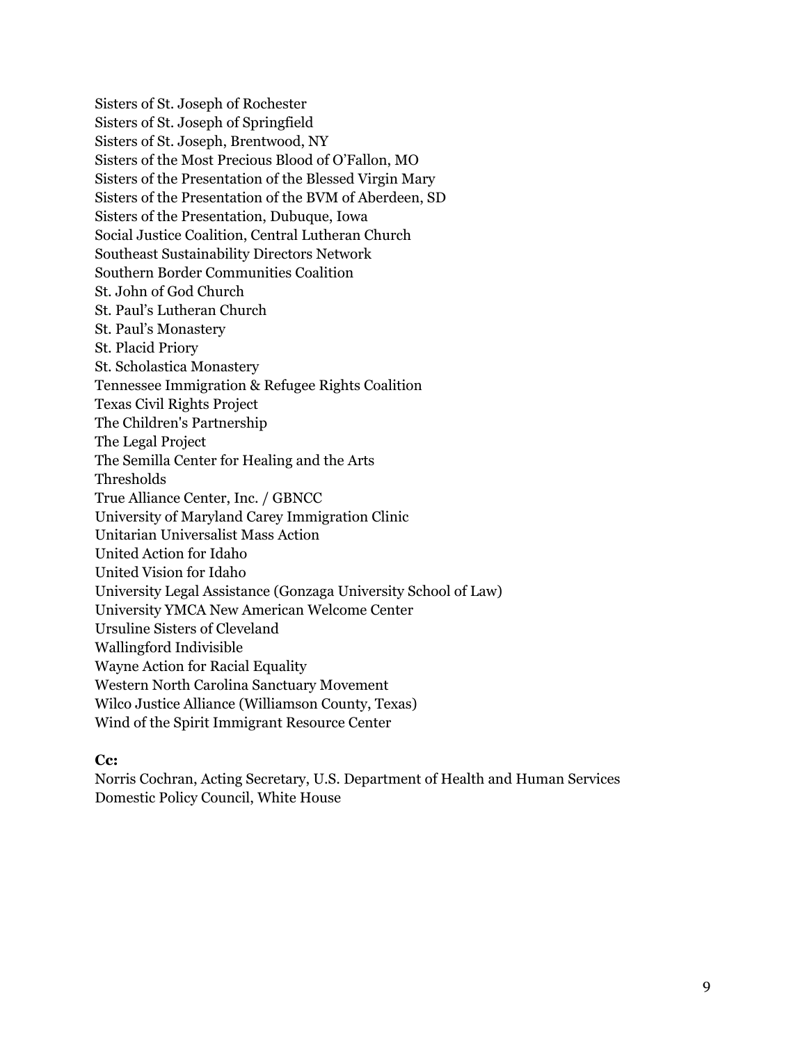Sisters of St. Joseph of Rochester
Sisters of St. Joseph of Springfield
Sisters of St. Joseph, Brentwood, NY
Sisters of the Most Precious Blood of O'Fallon, MO
Sisters of the Presentation of the Blessed Virgin Mary
Sisters of the Presentation of the BVM of Aberdeen, SD
Sisters of the Presentation, Dubuque, Iowa
Social Justice Coalition, Central Lutheran Church
Southeast Sustainability Directors Network
Southern Border Communities Coalition
St. John of God Church
St. Paul's Lutheran Church
St. Paul's Monastery
St. Placid Priory
St. Scholastica Monastery
Tennessee Immigration & Refugee Rights Coalition
Texas Civil Rights Project
The Children's Partnership
The Legal Project
The Semilla Center for Healing and the Arts
Thresholds
True Alliance Center, Inc. / GBNCC
University of Maryland Carey Immigration Clinic
Unitarian Universalist Mass Action
United Action for Idaho
United Vision for Idaho
University Legal Assistance (Gonzaga University School of Law)
University YMCA New American Welcome Center
Ursuline Sisters of Cleveland
Wallingford Indivisible
Wayne Action for Racial Equality
Western North Carolina Sanctuary Movement
Wilco Justice Alliance (Williamson County, Texas)
Wind of the Spirit Immigrant Resource Center

**Cc:**
Norris Cochran, Acting Secretary, U.S. Department of Health and Human Services
Domestic Policy Council, White House